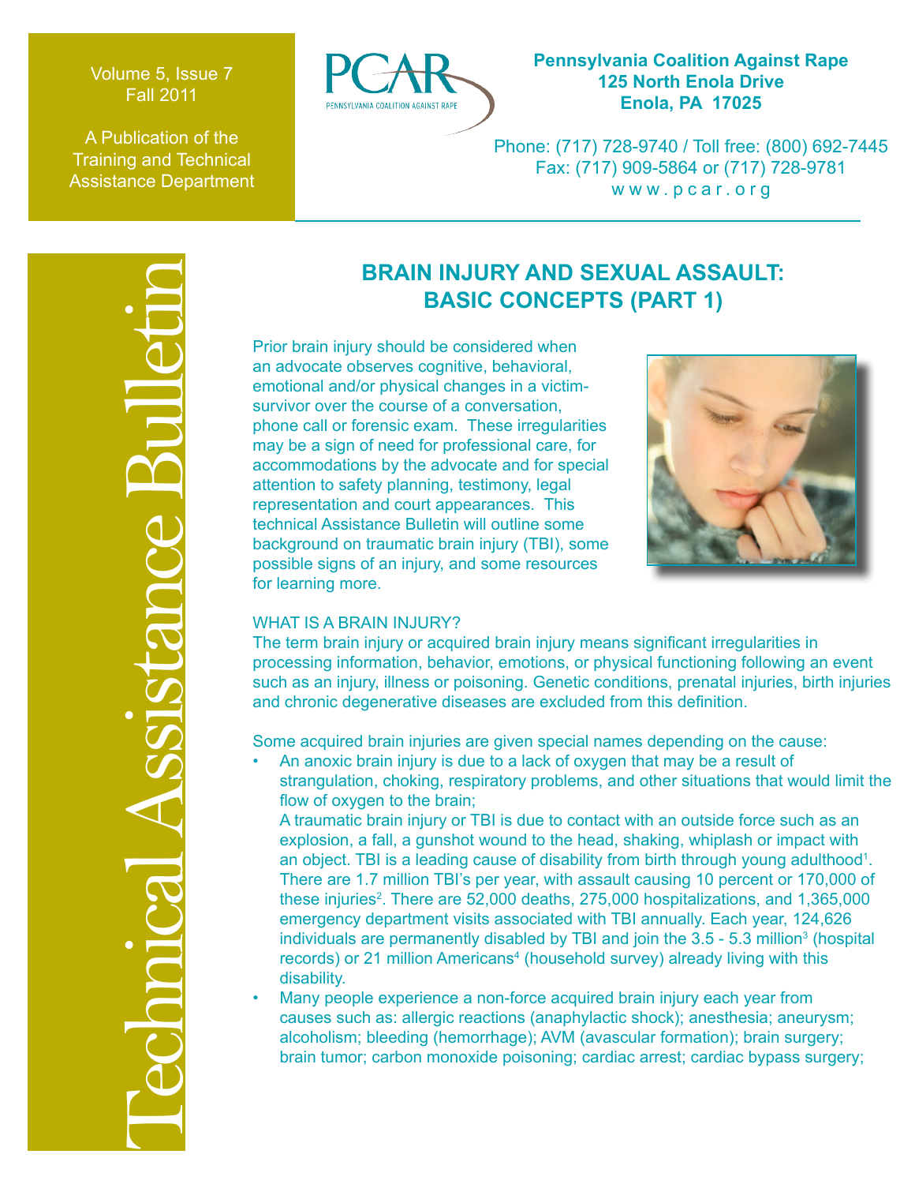Volume 5, Issue 7
Fall 2011

A Publication of the Training and Technical Assistance Department

**Pennsylvania Coalition Against Rape**
**125 North Enola Drive**
**Enola, PA 17025**

Phone: (717) 728-9740 / Toll free: (800) 692-7445
Fax: (717) 909-5864 or (717) 728-9781
www.pcar.org

Technical Assistance Bulletin

# BRAIN INJURY AND SEXUAL ASSAULT: BASIC CONCEPTS (PART 1)

Prior brain injury should be considered when an advocate observes cognitive, behavioral, emotional and/or physical changes in a victim-survivor over the course of a conversation, phone call or forensic exam. These irregularities may be a sign of need for professional care, for accommodations by the advocate and for special attention to safety planning, testimony, legal representation and court appearances. This technical Assistance Bulletin will outline some background on traumatic brain injury (TBI), some possible signs of an injury, and some resources for learning more.

## WHAT IS A BRAIN INJURY?

The term brain injury or acquired brain injury means significant irregularities in processing information, behavior, emotions, or physical functioning following an event such as an injury, illness or poisoning. Genetic conditions, prenatal injuries, birth injuries and chronic degenerative diseases are excluded from this definition.

Some acquired brain injuries are given special names depending on the cause:

- An anoxic brain injury is due to a lack of oxygen that may be a result of strangulation, choking, respiratory problems, and other situations that would limit the flow of oxygen to the brain;
  A traumatic brain injury or TBI is due to contact with an outside force such as an explosion, a fall, a gunshot wound to the head, shaking, whiplash or impact with an object. TBI is a leading cause of disability from birth through young adulthood[1]. There are 1.7 million TBI's per year, with assault causing 10 percent or 170,000 of these injuries[2]. There are 52,000 deaths, 275,000 hospitalizations, and 1,365,000 emergency department visits associated with TBI annually. Each year, 124,626 individuals are permanently disabled by TBI and join the 3.5 - 5.3 million[3] (hospital records) or 21 million Americans[4] (household survey) already living with this disability.
- Many people experience a non-force acquired brain injury each year from causes such as: allergic reactions (anaphylactic shock); anesthesia; aneurysm; alcoholism; bleeding (hemorrhage); AVM (avascular formation); brain surgery; brain tumor; carbon monoxide poisoning; cardiac arrest; cardiac bypass surgery;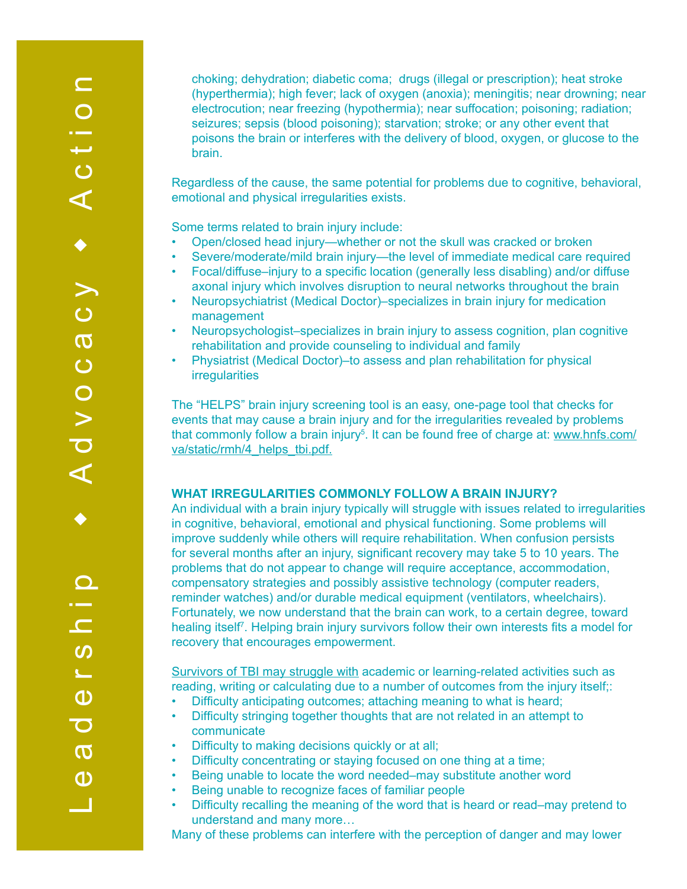choking; dehydration; diabetic coma; drugs (illegal or prescription); heat stroke (hyperthermia); high fever; lack of oxygen (anoxia); meningitis; near drowning; near electrocution; near freezing (hypothermia); near suffocation; poisoning; radiation; seizures; sepsis (blood poisoning); starvation; stroke; or any other event that poisons the brain or interferes with the delivery of blood, oxygen, or glucose to the brain.

Regardless of the cause, the same potential for problems due to cognitive, behavioral, emotional and physical irregularities exists.

Some terms related to brain injury include:

- Open/closed head injury—whether or not the skull was cracked or broken
- Severe/moderate/mild brain injury—the level of immediate medical care required
- Focal/diffuse–injury to a specific location (generally less disabling) and/or diffuse axonal injury which involves disruption to neural networks throughout the brain
- Neuropsychiatrist (Medical Doctor)–specializes in brain injury for medication management
- Neuropsychologist–specializes in brain injury to assess cognition, plan cognitive rehabilitation and provide counseling to individual and family
- Physiatrist (Medical Doctor)–to assess and plan rehabilitation for physical irregularities

The "HELPS" brain injury screening tool is an easy, one-page tool that checks for events that may cause a brain injury and for the irregularities revealed by problems that commonly follow a brain injury[5]. It can be found free of charge at: www.hnfs.com/va/static/rmh/4_helps_tbi.pdf.

### WHAT IRREGULARITIES COMMONLY FOLLOW A BRAIN INJURY?

An individual with a brain injury typically will struggle with issues related to irregularities in cognitive, behavioral, emotional and physical functioning. Some problems will improve suddenly while others will require rehabilitation. When confusion persists for several months after an injury, significant recovery may take 5 to 10 years. The problems that do not appear to change will require acceptance, accommodation, compensatory strategies and possibly assistive technology (computer readers, reminder watches) and/or durable medical equipment (ventilators, wheelchairs). Fortunately, we now understand that the brain can work, to a certain degree, toward healing itself[7]. Helping brain injury survivors follow their own interests fits a model for recovery that encourages empowerment.

Survivors of TBI may struggle with academic or learning-related activities such as reading, writing or calculating due to a number of outcomes from the injury itself;:

- Difficulty anticipating outcomes; attaching meaning to what is heard;
- Difficulty stringing together thoughts that are not related in an attempt to communicate
- Difficulty to making decisions quickly or at all;
- Difficulty concentrating or staying focused on one thing at a time;
- Being unable to locate the word needed–may substitute another word
- Being unable to recognize faces of familiar people
- Difficulty recalling the meaning of the word that is heard or read–may pretend to understand and many more…

Many of these problems can interfere with the perception of danger and may lower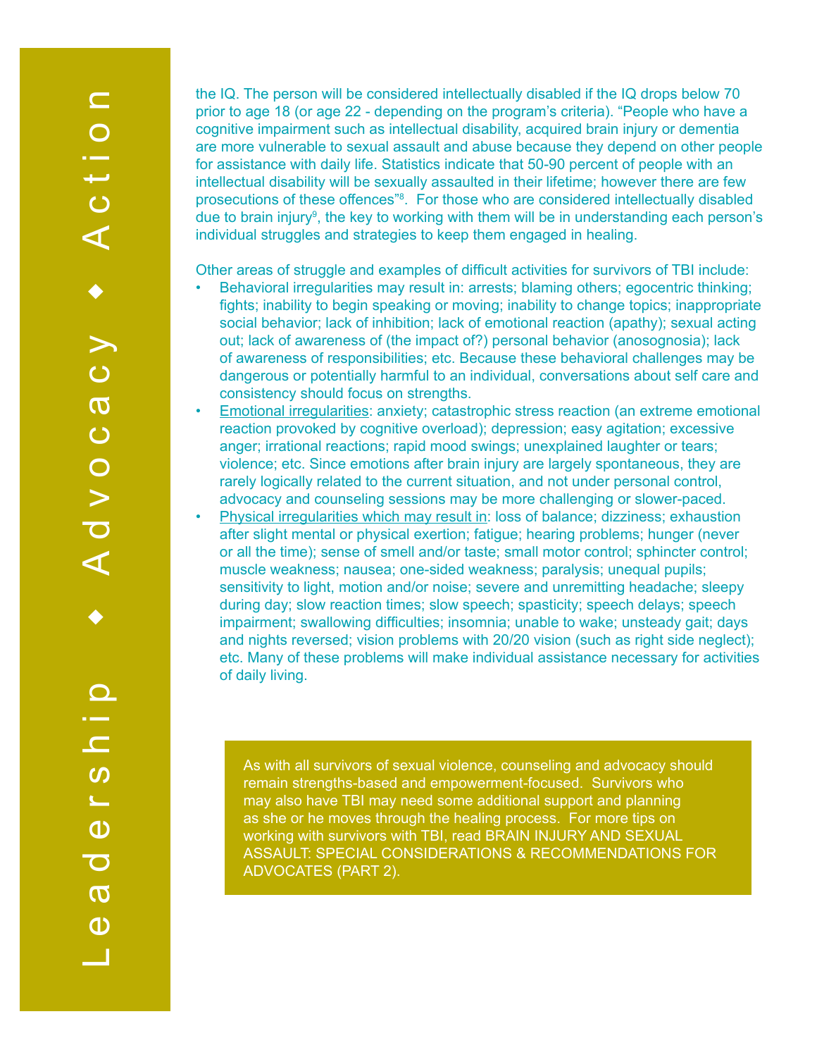the IQ. The person will be considered intellectually disabled if the IQ drops below 70 prior to age 18 (or age 22 - depending on the program's criteria). "People who have a cognitive impairment such as intellectual disability, acquired brain injury or dementia are more vulnerable to sexual assault and abuse because they depend on other people for assistance with daily life. Statistics indicate that 50-90 percent of people with an intellectual disability will be sexually assaulted in their lifetime; however there are few prosecutions of these offences"[8]. For those who are considered intellectually disabled due to brain injury[9], the key to working with them will be in understanding each person's individual struggles and strategies to keep them engaged in healing.

Other areas of struggle and examples of difficult activities for survivors of TBI include:

- Behavioral irregularities may result in: arrests; blaming others; egocentric thinking; fights; inability to begin speaking or moving; inability to change topics; inappropriate social behavior; lack of inhibition; lack of emotional reaction (apathy); sexual acting out; lack of awareness of (the impact of?) personal behavior (anosognosia); lack of awareness of responsibilities; etc. Because these behavioral challenges may be dangerous or potentially harmful to an individual, conversations about self care and consistency should focus on strengths.
- <u>Emotional irregularities</u>: anxiety; catastrophic stress reaction (an extreme emotional reaction provoked by cognitive overload); depression; easy agitation; excessive anger; irrational reactions; rapid mood swings; unexplained laughter or tears; violence; etc. Since emotions after brain injury are largely spontaneous, they are rarely logically related to the current situation, and not under personal control, advocacy and counseling sessions may be more challenging or slower-paced.
- <u>Physical irregularities which may result in</u>: loss of balance; dizziness; exhaustion after slight mental or physical exertion; fatigue; hearing problems; hunger (never or all the time); sense of smell and/or taste; small motor control; sphincter control; muscle weakness; nausea; one-sided weakness; paralysis; unequal pupils; sensitivity to light, motion and/or noise; severe and unremitting headache; sleepy during day; slow reaction times; slow speech; spasticity; speech delays; speech impairment; swallowing difficulties; insomnia; unable to wake; unsteady gait; days and nights reversed; vision problems with 20/20 vision (such as right side neglect); etc. Many of these problems will make individual assistance necessary for activities of daily living.

> As with all survivors of sexual violence, counseling and advocacy should remain strengths-based and empowerment-focused. Survivors who may also have TBI may need some additional support and planning as she or he moves through the healing process. For more tips on working with survivors with TBI, read BRAIN INJURY AND SEXUAL ASSAULT: SPECIAL CONSIDERATIONS & RECOMMENDATIONS FOR ADVOCATES (PART 2).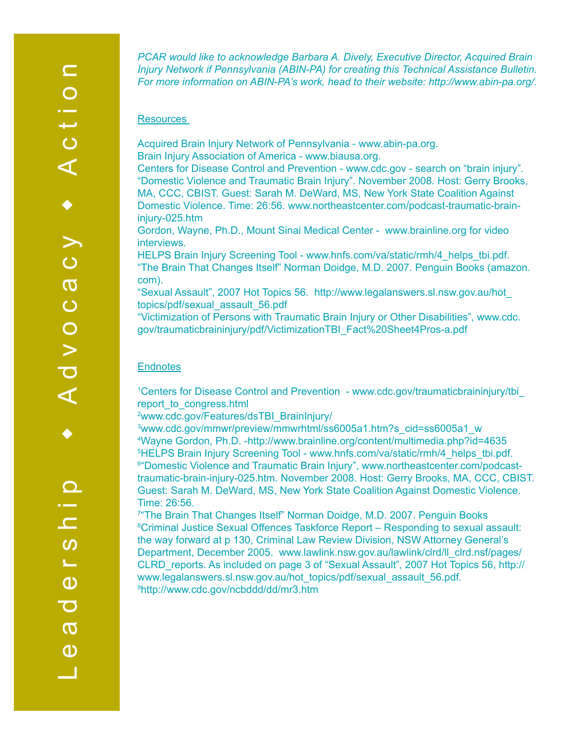*PCAR would like to acknowledge Barbara A. Dively, Executive Director, Acquired Brain Injury Network if Pennsylvania (ABIN-PA) for creating this Technical Assistance Bulletin. For more information on ABIN-PA's work, head to their website: http://www.abin-pa.org/.*

## Resources

Acquired Brain Injury Network of Pennsylvania - www.abin-pa.org.
Brain Injury Association of America - www.biausa.org.
Centers for Disease Control and Prevention - www.cdc.gov - search on "brain injury".
"Domestic Violence and Traumatic Brain Injury". November 2008. Host: Gerry Brooks, MA, CCC, CBIST. Guest: Sarah M. DeWard, MS, New York State Coalition Against Domestic Violence. Time: 26:56. www.northeastcenter.com/podcast-traumatic-brain-injury-025.htm
Gordon, Wayne, Ph.D., Mount Sinai Medical Center - www.brainline.org for video interviews.
HELPS Brain Injury Screening Tool - www.hnfs.com/va/static/rmh/4_helps_tbi.pdf.
"The Brain That Changes Itself" Norman Doidge, M.D. 2007. Penguin Books (amazon.com).
"Sexual Assault", 2007 Hot Topics 56. http://www.legalanswers.sl.nsw.gov.au/hot_topics/pdf/sexual_assault_56.pdf
"Victimization of Persons with Traumatic Brain Injury or Other Disabilities", www.cdc.gov/traumaticbraininjury/pdf/VictimizationTBI_Fact%20Sheet4Pros-a.pdf

## Endnotes

[1]Centers for Disease Control and Prevention - www.cdc.gov/traumaticbraininjury/tbi_report_to_congress.html
[2]www.cdc.gov/Features/dsTBI_BrainInjury/
[3]www.cdc.gov/mmwr/preview/mmwrhtml/ss6005a1.htm?s_cid=ss6005a1_w
[4]Wayne Gordon, Ph.D. -http://www.brainline.org/content/multimedia.php?id=4635
[5]HELPS Brain Injury Screening Tool - www.hnfs.com/va/static/rmh/4_helps_tbi.pdf.
[6]"Domestic Violence and Traumatic Brain Injury", www.northeastcenter.com/podcast-traumatic-brain-injury-025.htm. November 2008. Host: Gerry Brooks, MA, CCC, CBIST. Guest: Sarah M. DeWard, MS, New York State Coalition Against Domestic Violence. Time: 26:56.
[7]"The Brain That Changes Itself" Norman Doidge, M.D. 2007. Penguin Books
[8]Criminal Justice Sexual Offences Taskforce Report – Responding to sexual assault: the way forward at p 130, Criminal Law Review Division, NSW Attorney General's Department, December 2005. www.lawlink.nsw.gov.au/lawlink/clrd/ll_clrd.nsf/pages/CLRD_reports. As included on page 3 of "Sexual Assault", 2007 Hot Topics 56, http://www.legalanswers.sl.nsw.gov.au/hot_topics/pdf/sexual_assault_56.pdf.
[9]http://www.cdc.gov/ncbddd/dd/mr3.htm